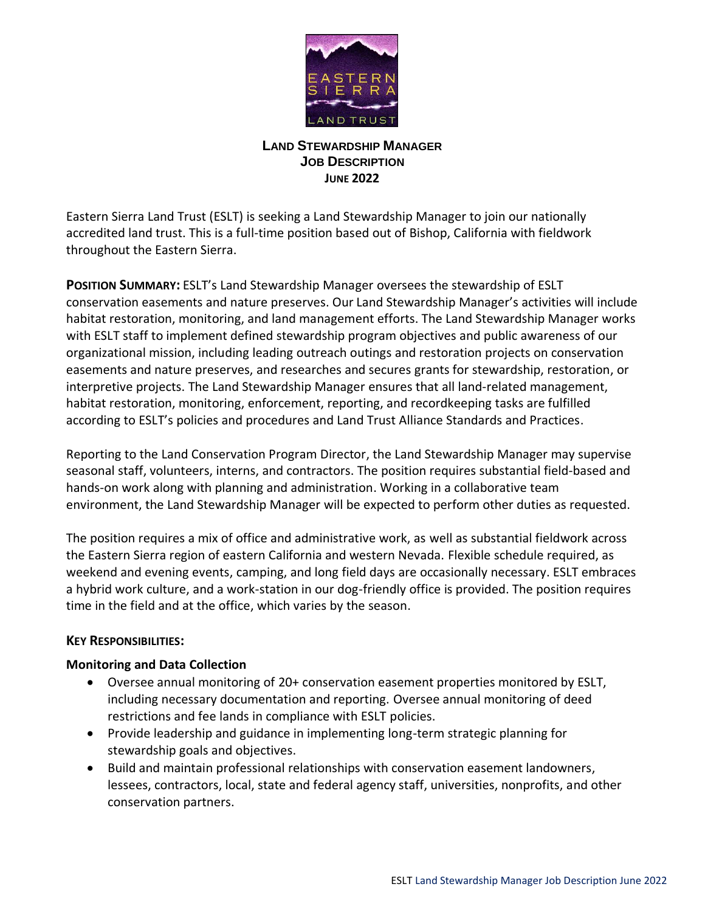# Land Stewardship Manager
## Job Description
### June 2022

Eastern Sierra Land Trust (ESLT) is seeking a Land Stewardship Manager to join our nationally accredited land trust. This is a full-time position based out of Bishop, California with fieldwork throughout the Eastern Sierra.

**Position Summary:** ESLT's Land Stewardship Manager oversees the stewardship of ESLT conservation easements and nature preserves. Our Land Stewardship Manager's activities will include habitat restoration, monitoring, and land management efforts. The Land Stewardship Manager works with ESLT staff to implement defined stewardship program objectives and public awareness of our organizational mission, including leading outreach outings and restoration projects on conservation easements and nature preserves, and researches and secures grants for stewardship, restoration, or interpretive projects. The Land Stewardship Manager ensures that all land-related management, habitat restoration, monitoring, enforcement, reporting, and recordkeeping tasks are fulfilled according to ESLT's policies and procedures and Land Trust Alliance Standards and Practices.

Reporting to the Land Conservation Program Director, the Land Stewardship Manager may supervise seasonal staff, volunteers, interns, and contractors. The position requires substantial field-based and hands-on work along with planning and administration. Working in a collaborative team environment, the Land Stewardship Manager will be expected to perform other duties as requested.

The position requires a mix of office and administrative work, as well as substantial fieldwork across the Eastern Sierra region of eastern California and western Nevada. Flexible schedule required, as weekend and evening events, camping, and long field days are occasionally necessary. ESLT embraces a hybrid work culture, and a work-station in our dog-friendly office is provided. The position requires time in the field and at the office, which varies by the season.

**Key Responsibilities:**

**Monitoring and Data Collection**

- Oversee annual monitoring of 20+ conservation easement properties monitored by ESLT, including necessary documentation and reporting. Oversee annual monitoring of deed restrictions and fee lands in compliance with ESLT policies.
- Provide leadership and guidance in implementing long-term strategic planning for stewardship goals and objectives.
- Build and maintain professional relationships with conservation easement landowners, lessees, contractors, local, state and federal agency staff, universities, nonprofits, and other conservation partners.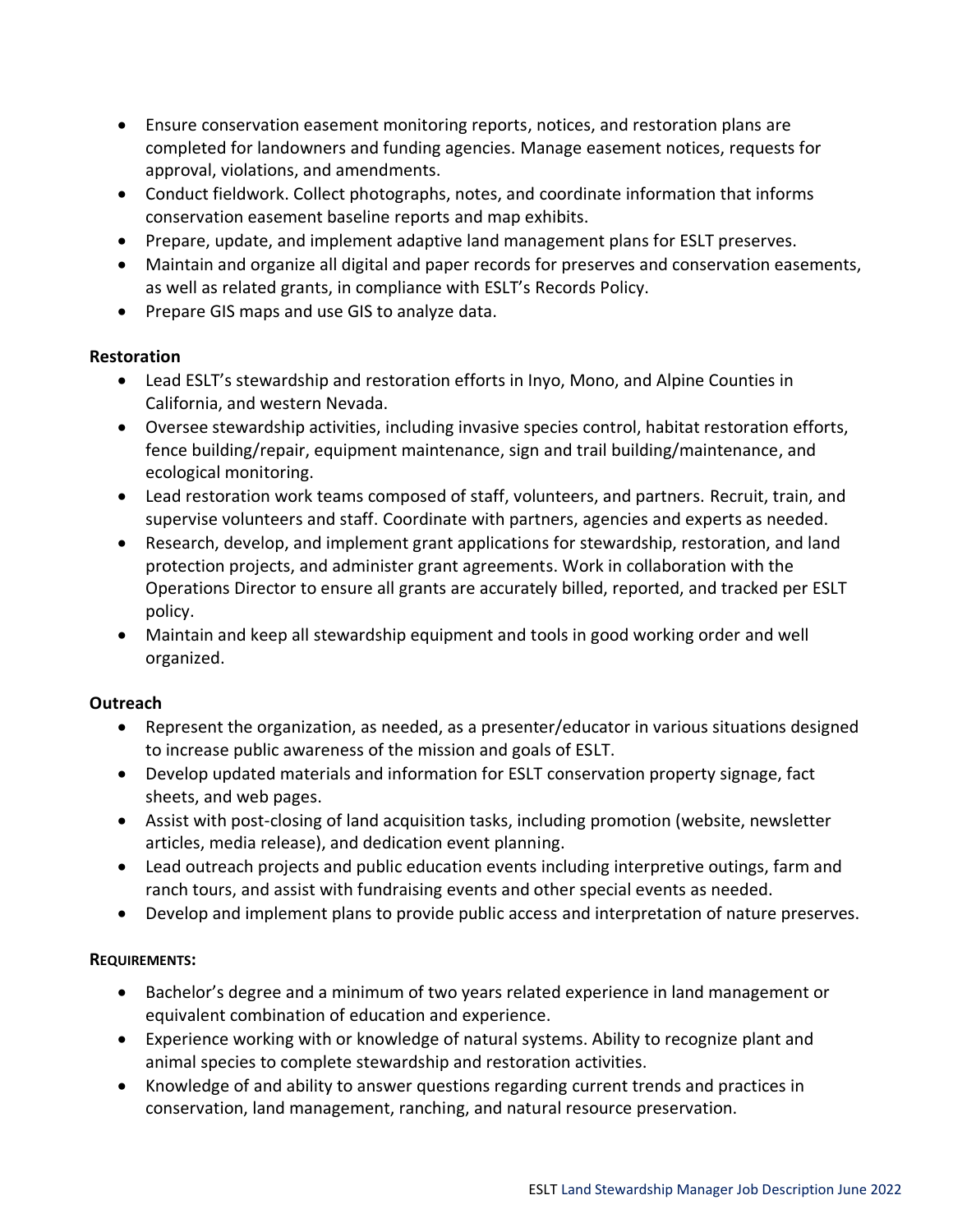- Ensure conservation easement monitoring reports, notices, and restoration plans are completed for landowners and funding agencies. Manage easement notices, requests for approval, violations, and amendments.
- Conduct fieldwork. Collect photographs, notes, and coordinate information that informs conservation easement baseline reports and map exhibits.
- Prepare, update, and implement adaptive land management plans for ESLT preserves.
- Maintain and organize all digital and paper records for preserves and conservation easements, as well as related grants, in compliance with ESLT's Records Policy.
- Prepare GIS maps and use GIS to analyze data.

**Restoration**

- Lead ESLT's stewardship and restoration efforts in Inyo, Mono, and Alpine Counties in California, and western Nevada.
- Oversee stewardship activities, including invasive species control, habitat restoration efforts, fence building/repair, equipment maintenance, sign and trail building/maintenance, and ecological monitoring.
- Lead restoration work teams composed of staff, volunteers, and partners. Recruit, train, and supervise volunteers and staff. Coordinate with partners, agencies and experts as needed.
- Research, develop, and implement grant applications for stewardship, restoration, and land protection projects, and administer grant agreements. Work in collaboration with the Operations Director to ensure all grants are accurately billed, reported, and tracked per ESLT policy.
- Maintain and keep all stewardship equipment and tools in good working order and well organized.

**Outreach**

- Represent the organization, as needed, as a presenter/educator in various situations designed to increase public awareness of the mission and goals of ESLT.
- Develop updated materials and information for ESLT conservation property signage, fact sheets, and web pages.
- Assist with post-closing of land acquisition tasks, including promotion (website, newsletter articles, media release), and dedication event planning.
- Lead outreach projects and public education events including interpretive outings, farm and ranch tours, and assist with fundraising events and other special events as needed.
- Develop and implement plans to provide public access and interpretation of nature preserves.

**REQUIREMENTS:**

- Bachelor's degree and a minimum of two years related experience in land management or equivalent combination of education and experience.
- Experience working with or knowledge of natural systems. Ability to recognize plant and animal species to complete stewardship and restoration activities.
- Knowledge of and ability to answer questions regarding current trends and practices in conservation, land management, ranching, and natural resource preservation.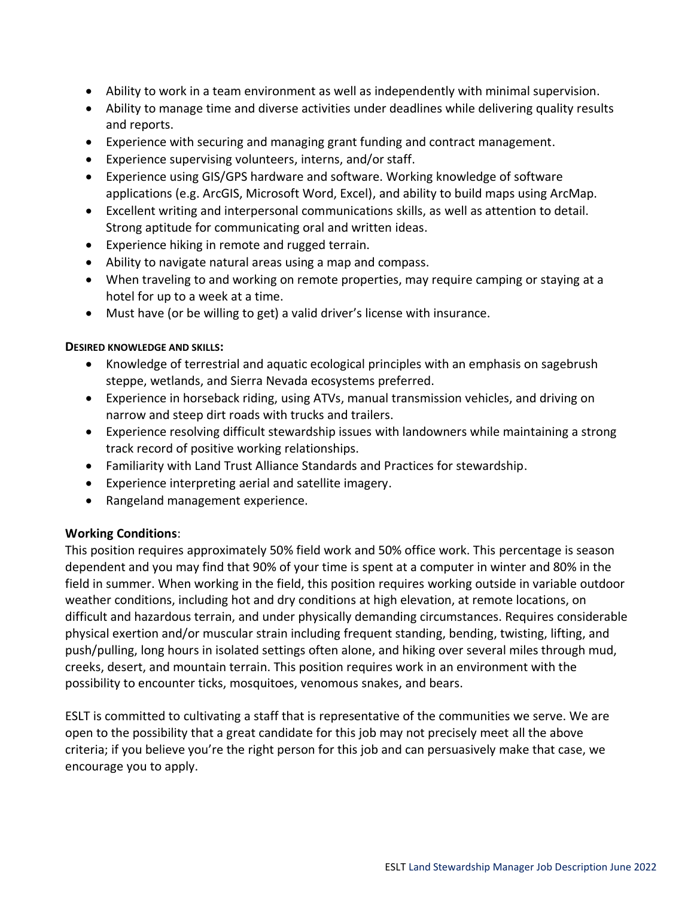- Ability to work in a team environment as well as independently with minimal supervision.
- Ability to manage time and diverse activities under deadlines while delivering quality results and reports.
- Experience with securing and managing grant funding and contract management.
- Experience supervising volunteers, interns, and/or staff.
- Experience using GIS/GPS hardware and software. Working knowledge of software applications (e.g. ArcGIS, Microsoft Word, Excel), and ability to build maps using ArcMap.
- Excellent writing and interpersonal communications skills, as well as attention to detail. Strong aptitude for communicating oral and written ideas.
- Experience hiking in remote and rugged terrain.
- Ability to navigate natural areas using a map and compass.
- When traveling to and working on remote properties, may require camping or staying at a hotel for up to a week at a time.
- Must have (or be willing to get) a valid driver's license with insurance.

**DESIRED KNOWLEDGE AND SKILLS:**

- Knowledge of terrestrial and aquatic ecological principles with an emphasis on sagebrush steppe, wetlands, and Sierra Nevada ecosystems preferred.
- Experience in horseback riding, using ATVs, manual transmission vehicles, and driving on narrow and steep dirt roads with trucks and trailers.
- Experience resolving difficult stewardship issues with landowners while maintaining a strong track record of positive working relationships.
- Familiarity with Land Trust Alliance Standards and Practices for stewardship.
- Experience interpreting aerial and satellite imagery.
- Rangeland management experience.

**Working Conditions**:

This position requires approximately 50% field work and 50% office work. This percentage is season dependent and you may find that 90% of your time is spent at a computer in winter and 80% in the field in summer. When working in the field, this position requires working outside in variable outdoor weather conditions, including hot and dry conditions at high elevation, at remote locations, on difficult and hazardous terrain, and under physically demanding circumstances. Requires considerable physical exertion and/or muscular strain including frequent standing, bending, twisting, lifting, and push/pulling, long hours in isolated settings often alone, and hiking over several miles through mud, creeks, desert, and mountain terrain. This position requires work in an environment with the possibility to encounter ticks, mosquitoes, venomous snakes, and bears.

ESLT is committed to cultivating a staff that is representative of the communities we serve. We are open to the possibility that a great candidate for this job may not precisely meet all the above criteria; if you believe you're the right person for this job and can persuasively make that case, we encourage you to apply.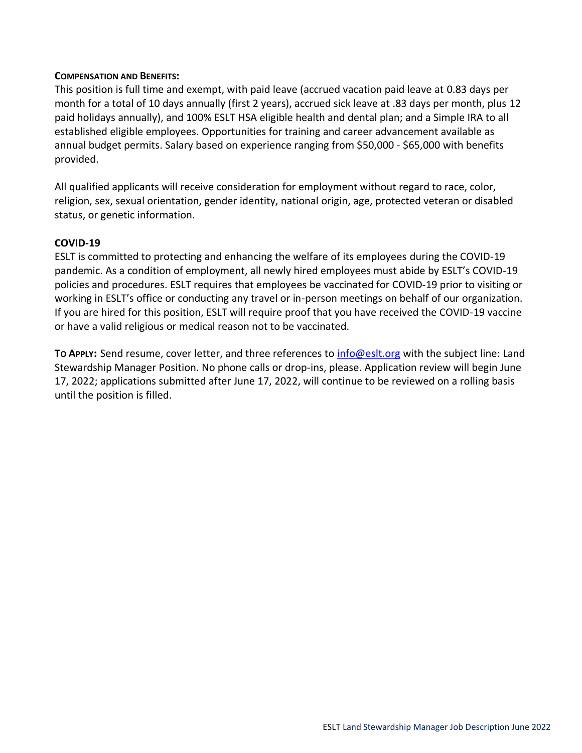**Compensation and Benefits:**

This position is full time and exempt, with paid leave (accrued vacation paid leave at 0.83 days per month for a total of 10 days annually (first 2 years), accrued sick leave at .83 days per month, plus 12 paid holidays annually), and 100% ESLT HSA eligible health and dental plan; and a Simple IRA to all established eligible employees. Opportunities for training and career advancement available as annual budget permits. Salary based on experience ranging from $50,000 - $65,000 with benefits provided.

All qualified applicants will receive consideration for employment without regard to race, color, religion, sex, sexual orientation, gender identity, national origin, age, protected veteran or disabled status, or genetic information.

**COVID-19**

ESLT is committed to protecting and enhancing the welfare of its employees during the COVID-19 pandemic. As a condition of employment, all newly hired employees must abide by ESLT's COVID-19 policies and procedures. ESLT requires that employees be vaccinated for COVID-19 prior to visiting or working in ESLT's office or conducting any travel or in-person meetings on behalf of our organization. If you are hired for this position, ESLT will require proof that you have received the COVID-19 vaccine or have a valid religious or medical reason not to be vaccinated.

**To Apply:** Send resume, cover letter, and three references to info@eslt.org with the subject line: Land Stewardship Manager Position. No phone calls or drop-ins, please. Application review will begin June 17, 2022; applications submitted after June 17, 2022, will continue to be reviewed on a rolling basis until the position is filled.